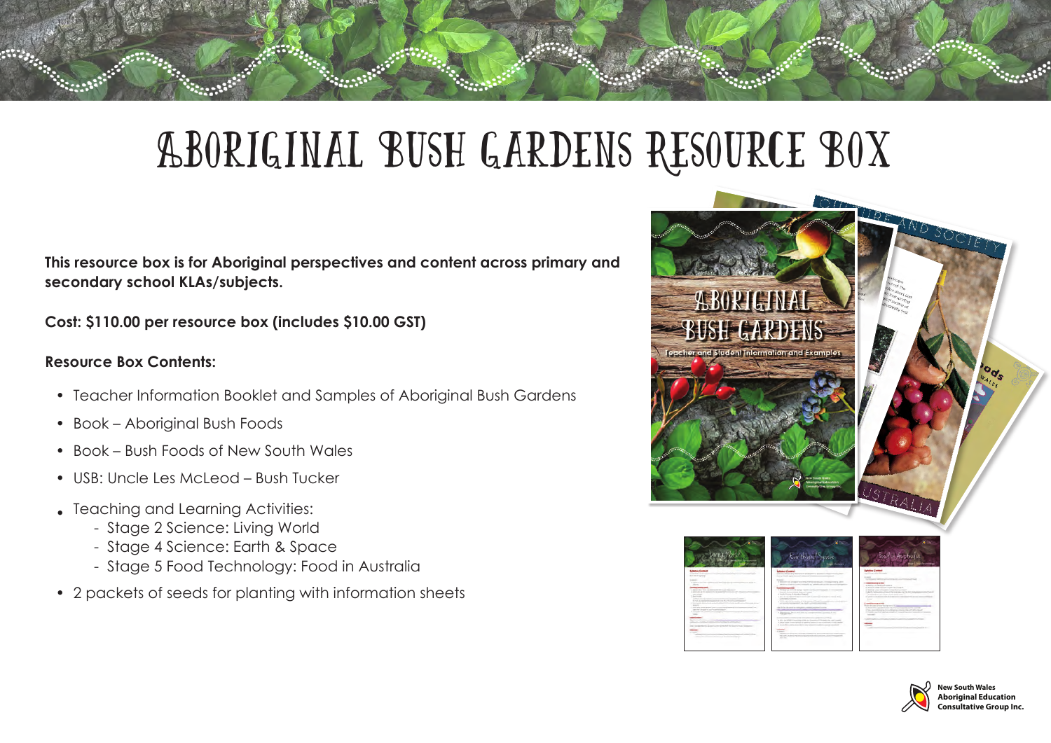# Aboriginal Bush Gardens Resource Box

**This resource box is for Aboriginal perspectives and content across primary and secondary school KLAs/subjects.**

**Cost: $110.00 per resource box (includes $10.00 GST)**

**Resource Box Contents:**

- Teacher Information Booklet and Samples of Aboriginal Bush Gardens
- Book – Aboriginal Bush Foods
- Book – Bush Foods of New South Wales
- USB: Uncle Les McLeod – Bush Tucker
- Teaching and Learning Activities:
  - Stage 2 Science: Living World
  - Stage 4 Science: Earth & Space
  - Stage 5 Food Technology: Food in Australia
- 2 packets of seeds for planting with information sheets

New South Wales Aboriginal Education Consultative Group Inc.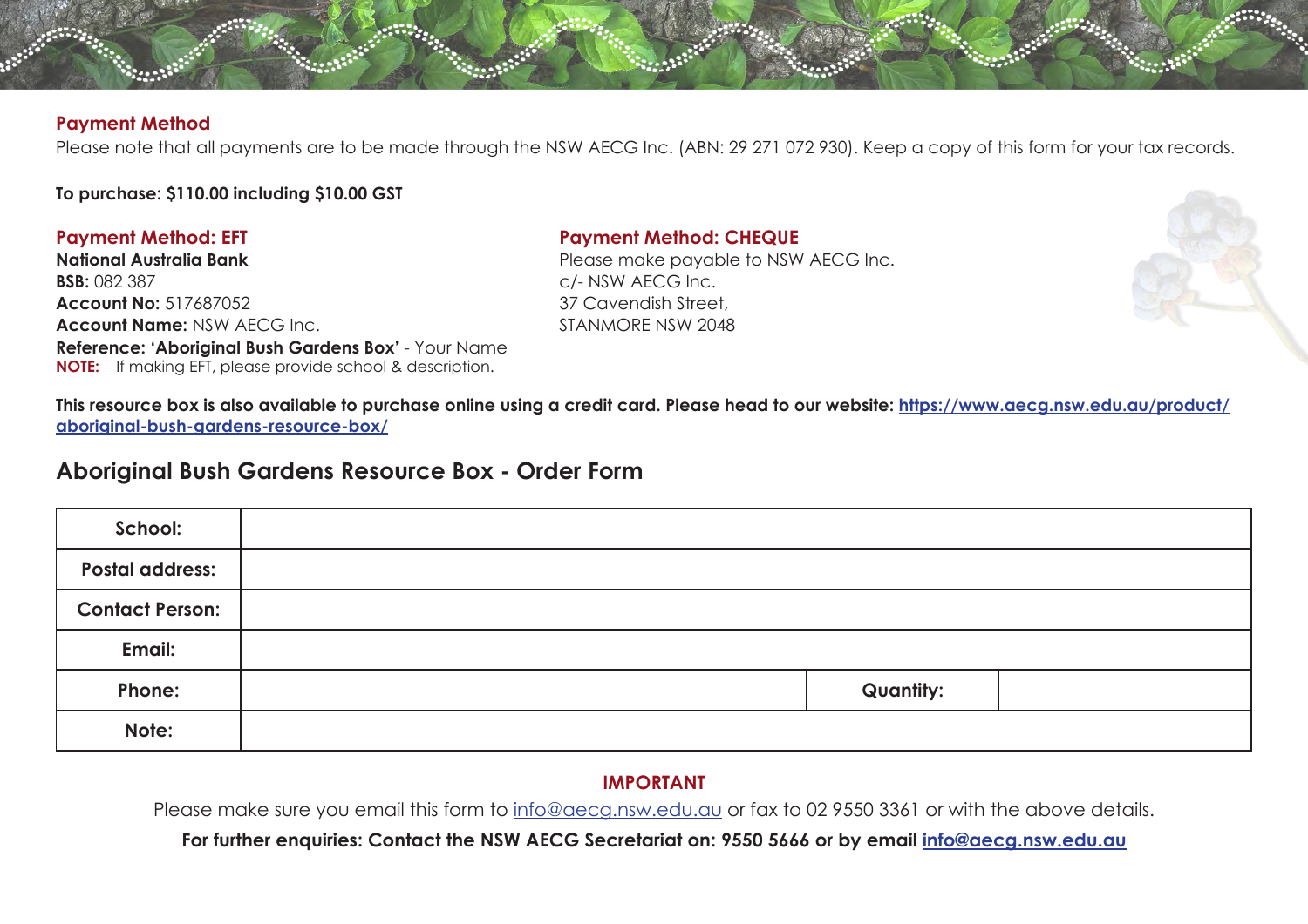## Payment Method

Please note that all payments are to be made through the NSW AECG Inc. (ABN: 29 271 072 930). Keep a copy of this form for your tax records.

**To purchase: $110.00 including $10.00 GST**

### Payment Method: EFT

**National Australia Bank**
**BSB:** 082 387
**Account No:** 517687052
**Account Name:** NSW AECG Inc.
**Reference: 'Aboriginal Bush Gardens Box'** - Your Name
**NOTE:** If making EFT, please provide school & description.

### Payment Method: CHEQUE

Please make payable to NSW AECG Inc.
c/- NSW AECG Inc.
37 Cavendish Street,
STANMORE NSW 2048

**This resource box is also available to purchase online using a credit card. Please head to our website: https://www.aecg.nsw.edu.au/product/aboriginal-bush-gardens-resource-box/**

## Aboriginal Bush Gardens Resource Box - Order Form

| | | | |
|---|---|---|---|
| **School:** | | | |
| **Postal address:** | | | |
| **Contact Person:** | | | |
| **Email:** | | | |
| **Phone:** | | **Quantity:** | |
| **Note:** | | | |

**IMPORTANT**

Please make sure you email this form to info@aecg.nsw.edu.au or fax to 02 9550 3361 or with the above details.

**For further enquiries: Contact the NSW AECG Secretariat on: 9550 5666 or by email info@aecg.nsw.edu.au**